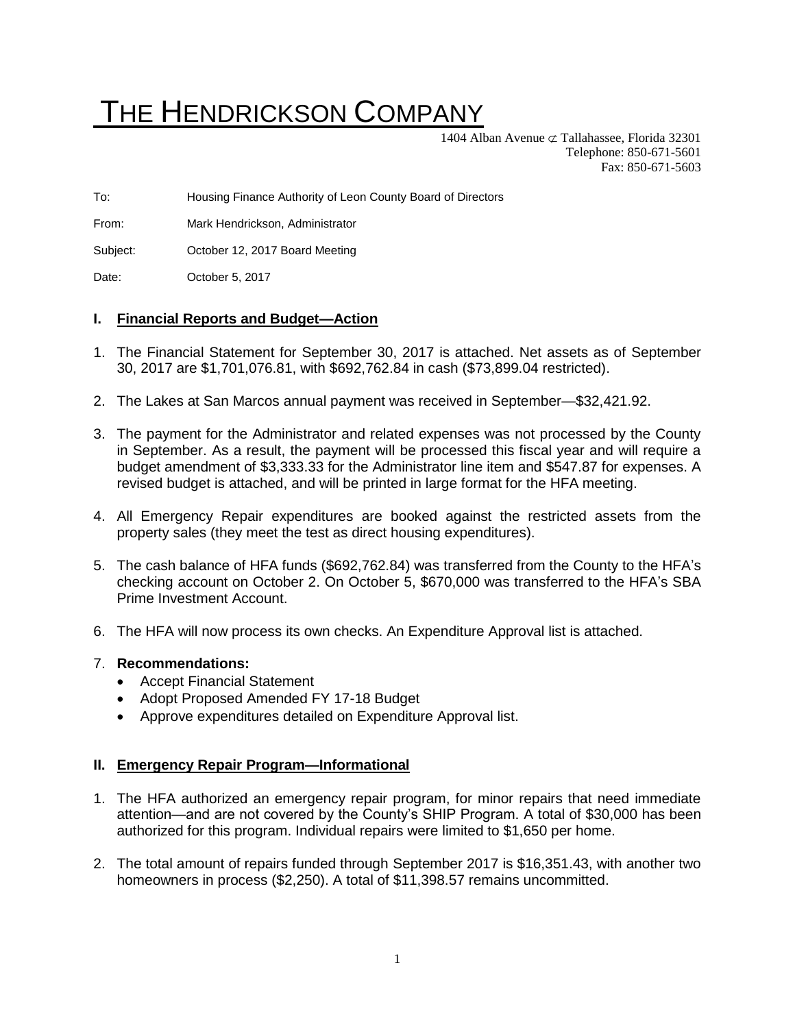# THE HENDRICKSON COMPANY

1404 Alban Avenue ⊄ Tallahassee, Florida 32301
Telephone: 850-671-5601
Fax: 850-671-5603

To: Housing Finance Authority of Leon County Board of Directors

From: Mark Hendrickson, Administrator

Subject: October 12, 2017 Board Meeting

Date: October 5, 2017

## I. Financial Reports and Budget—Action

1. The Financial Statement for September 30, 2017 is attached. Net assets as of September 30, 2017 are $1,701,076.81, with $692,762.84 in cash ($73,899.04 restricted).
2. The Lakes at San Marcos annual payment was received in September—$32,421.92.
3. The payment for the Administrator and related expenses was not processed by the County in September. As a result, the payment will be processed this fiscal year and will require a budget amendment of $3,333.33 for the Administrator line item and $547.87 for expenses. A revised budget is attached, and will be printed in large format for the HFA meeting.
4. All Emergency Repair expenditures are booked against the restricted assets from the property sales (they meet the test as direct housing expenditures).
5. The cash balance of HFA funds ($692,762.84) was transferred from the County to the HFA's checking account on October 2. On October 5, $670,000 was transferred to the HFA's SBA Prime Investment Account.
6. The HFA will now process its own checks. An Expenditure Approval list is attached.
7. **Recommendations:**
   - Accept Financial Statement
   - Adopt Proposed Amended FY 17-18 Budget
   - Approve expenditures detailed on Expenditure Approval list.

## II. Emergency Repair Program—Informational

1. The HFA authorized an emergency repair program, for minor repairs that need immediate attention—and are not covered by the County's SHIP Program. A total of $30,000 has been authorized for this program. Individual repairs were limited to $1,650 per home.
2. The total amount of repairs funded through September 2017 is $16,351.43, with another two homeowners in process ($2,250). A total of $11,398.57 remains uncommitted.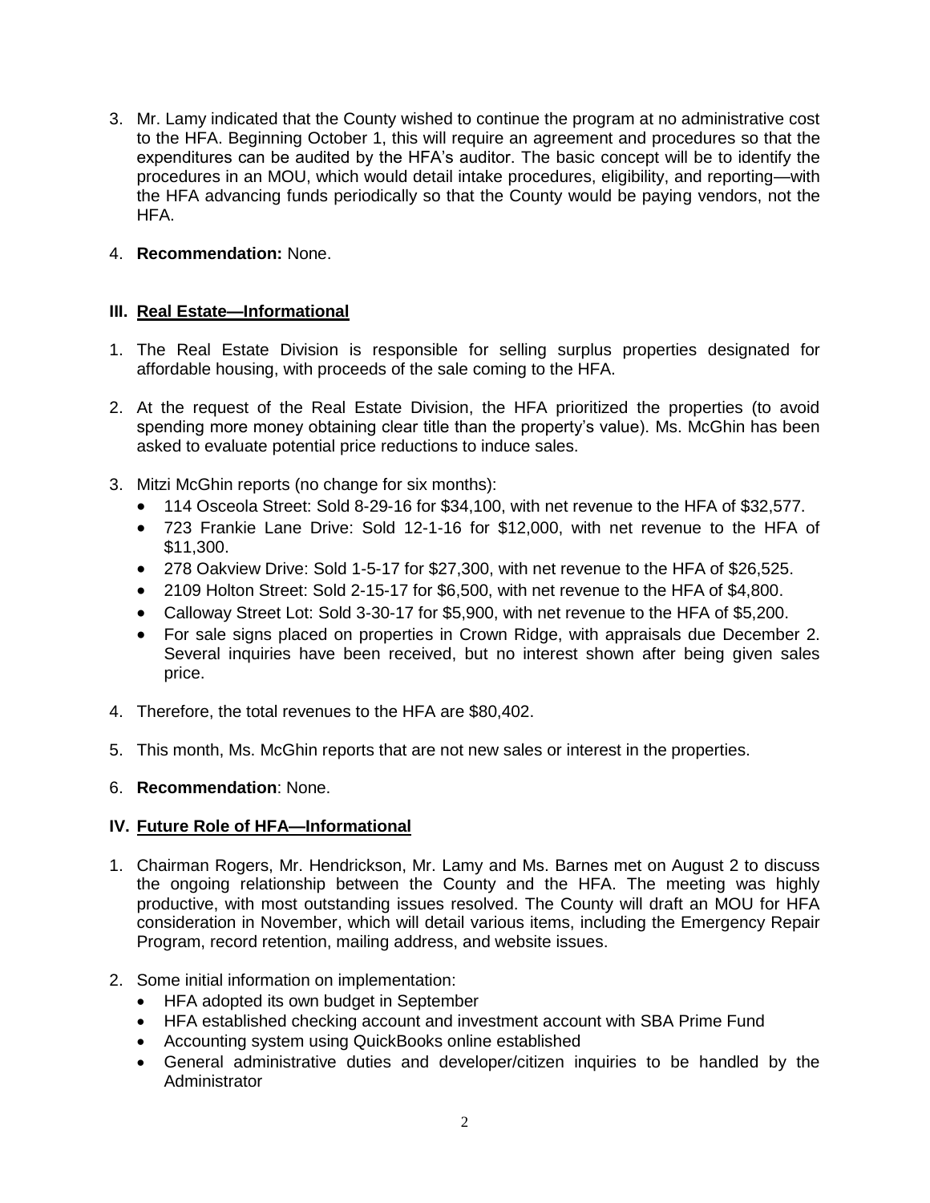3. Mr. Lamy indicated that the County wished to continue the program at no administrative cost to the HFA. Beginning October 1, this will require an agreement and procedures so that the expenditures can be audited by the HFA's auditor. The basic concept will be to identify the procedures in an MOU, which would detail intake procedures, eligibility, and reporting—with the HFA advancing funds periodically so that the County would be paying vendors, not the HFA.

4. **Recommendation:** None.

## III. Real Estate—Informational

1. The Real Estate Division is responsible for selling surplus properties designated for affordable housing, with proceeds of the sale coming to the HFA.

2. At the request of the Real Estate Division, the HFA prioritized the properties (to avoid spending more money obtaining clear title than the property's value). Ms. McGhin has been asked to evaluate potential price reductions to induce sales.

3. Mitzi McGhin reports (no change for six months):
   - 114 Osceola Street: Sold 8-29-16 for $34,100, with net revenue to the HFA of $32,577.
   - 723 Frankie Lane Drive: Sold 12-1-16 for $12,000, with net revenue to the HFA of $11,300.
   - 278 Oakview Drive: Sold 1-5-17 for $27,300, with net revenue to the HFA of $26,525.
   - 2109 Holton Street: Sold 2-15-17 for $6,500, with net revenue to the HFA of $4,800.
   - Calloway Street Lot: Sold 3-30-17 for $5,900, with net revenue to the HFA of $5,200.
   - For sale signs placed on properties in Crown Ridge, with appraisals due December 2. Several inquiries have been received, but no interest shown after being given sales price.

4. Therefore, the total revenues to the HFA are $80,402.

5. This month, Ms. McGhin reports that are not new sales or interest in the properties.

6. **Recommendation**: None.

## IV. Future Role of HFA—Informational

1. Chairman Rogers, Mr. Hendrickson, Mr. Lamy and Ms. Barnes met on August 2 to discuss the ongoing relationship between the County and the HFA. The meeting was highly productive, with most outstanding issues resolved. The County will draft an MOU for HFA consideration in November, which will detail various items, including the Emergency Repair Program, record retention, mailing address, and website issues.

2. Some initial information on implementation:
   - HFA adopted its own budget in September
   - HFA established checking account and investment account with SBA Prime Fund
   - Accounting system using QuickBooks online established
   - General administrative duties and developer/citizen inquiries to be handled by the Administrator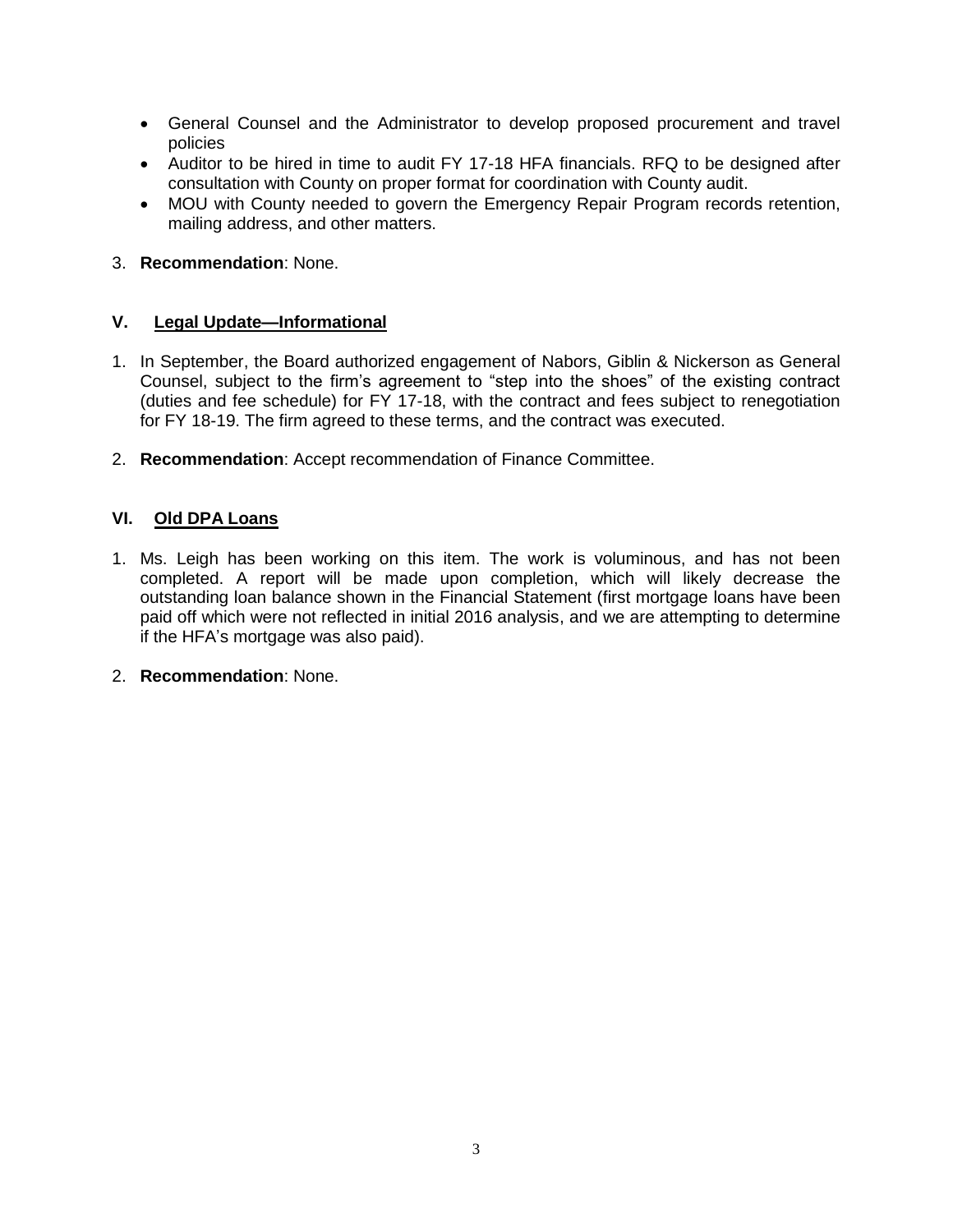- General Counsel and the Administrator to develop proposed procurement and travel policies
- Auditor to be hired in time to audit FY 17-18 HFA financials. RFQ to be designed after consultation with County on proper format for coordination with County audit.
- MOU with County needed to govern the Emergency Repair Program records retention, mailing address, and other matters.

3. **Recommendation**: None.

## V. Legal Update—Informational

1. In September, the Board authorized engagement of Nabors, Giblin & Nickerson as General Counsel, subject to the firm's agreement to "step into the shoes" of the existing contract (duties and fee schedule) for FY 17-18, with the contract and fees subject to renegotiation for FY 18-19. The firm agreed to these terms, and the contract was executed.

2. **Recommendation**: Accept recommendation of Finance Committee.

## VI. Old DPA Loans

1. Ms. Leigh has been working on this item. The work is voluminous, and has not been completed. A report will be made upon completion, which will likely decrease the outstanding loan balance shown in the Financial Statement (first mortgage loans have been paid off which were not reflected in initial 2016 analysis, and we are attempting to determine if the HFA's mortgage was also paid).

2. **Recommendation**: None.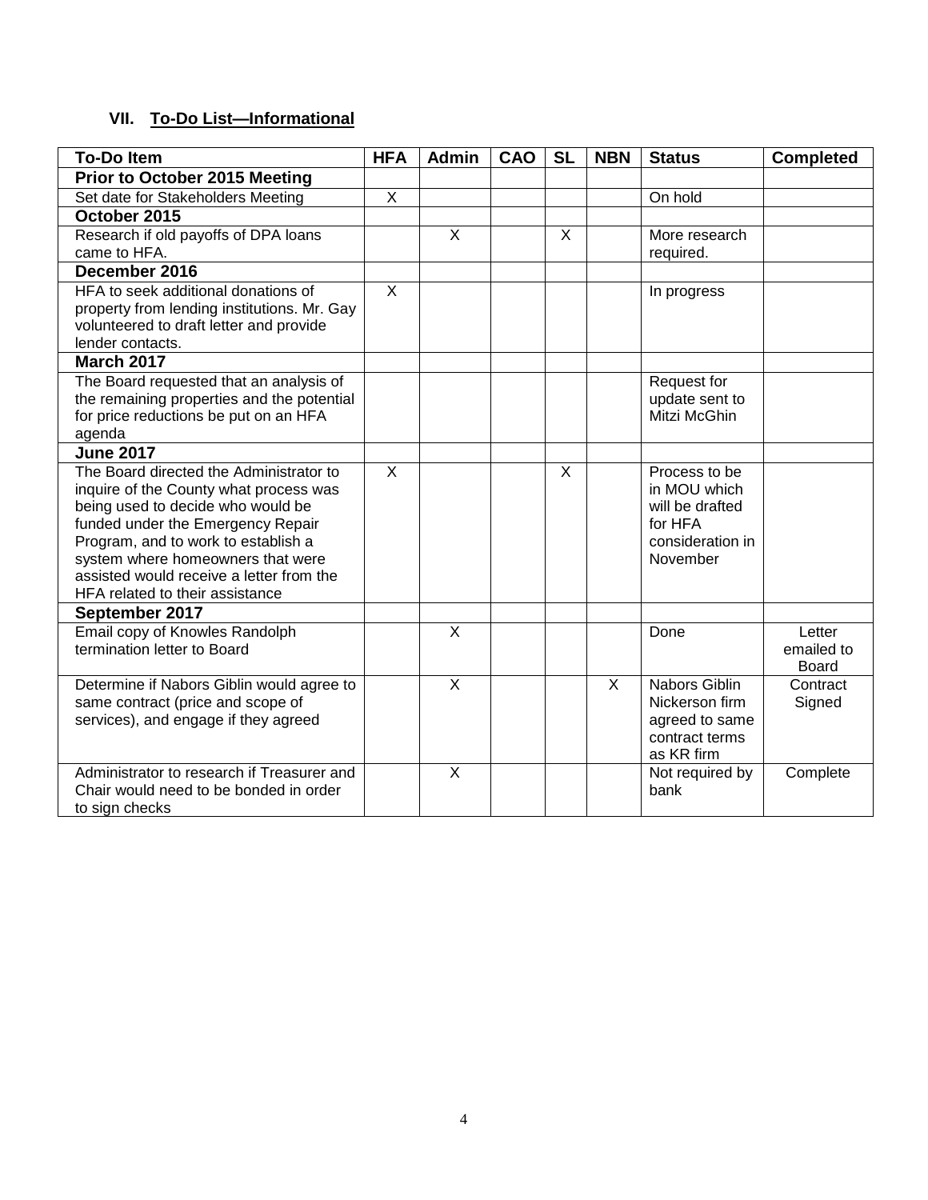## VII. To-Do List—Informational

| To-Do Item | HFA | Admin | CAO | SL | NBN | Status | Completed |
|---|---|---|---|---|---|---|---|
| **Prior to October 2015 Meeting** | | | | | | | |
| Set date for Stakeholders Meeting | X | | | | | On hold | |
| **October 2015** | | | | | | | |
| Research if old payoffs of DPA loans came to HFA. | | X | | X | | More research required. | |
| **December 2016** | | | | | | | |
| HFA to seek additional donations of property from lending institutions. Mr. Gay volunteered to draft letter and provide lender contacts. | X | | | | | In progress | |
| **March 2017** | | | | | | | |
| The Board requested that an analysis of the remaining properties and the potential for price reductions be put on an HFA agenda | | | | | | Request for update sent to Mitzi McGhin | |
| **June 2017** | | | | | | | |
| The Board directed the Administrator to inquire of the County what process was being used to decide who would be funded under the Emergency Repair Program, and to work to establish a system where homeowners that were assisted would receive a letter from the HFA related to their assistance | X | | | X | | Process to be in MOU which will be drafted for HFA consideration in November | |
| **September 2017** | | | | | | | |
| Email copy of Knowles Randolph termination letter to Board | | X | | | | Done | Letter emailed to Board |
| Determine if Nabors Giblin would agree to same contract (price and scope of services), and engage if they agreed | | X | | | X | Nabors Giblin Nickerson firm agreed to same contract terms as KR firm | Contract Signed |
| Administrator to research if Treasurer and Chair would need to be bonded in order to sign checks | | X | | | | Not required by bank | Complete |